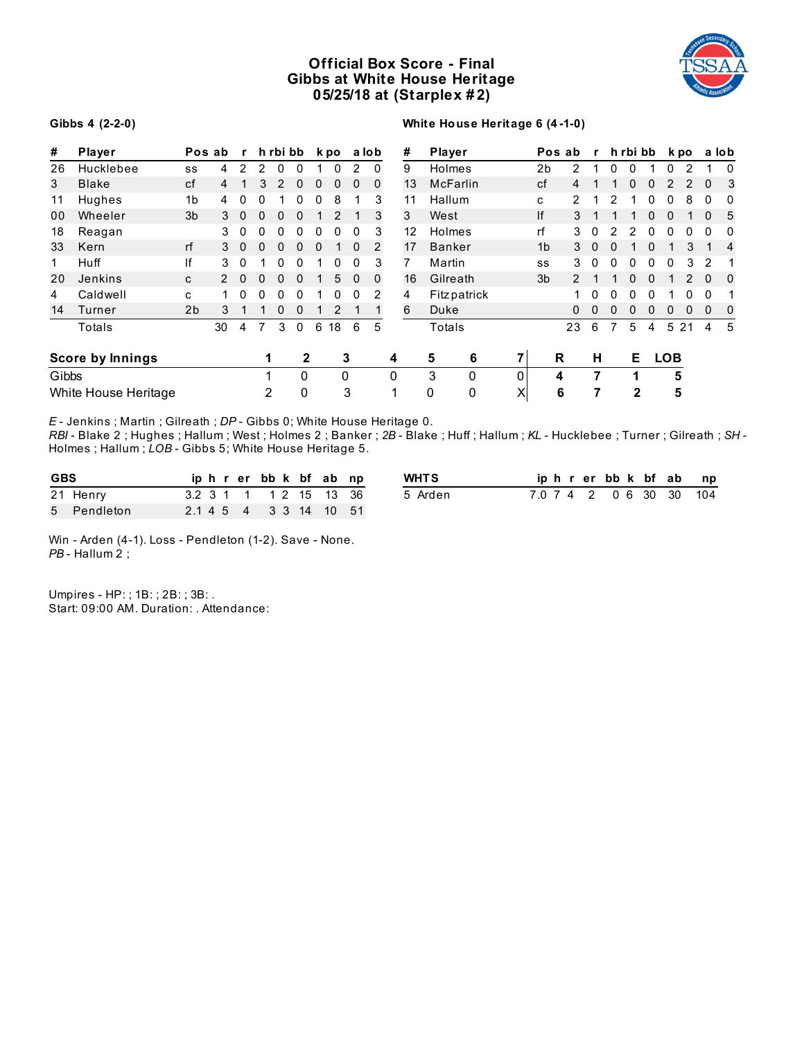# Official Box Score - Final
## Gibbs at White House Heritage
## 05/25/18 at (Starplex #2)

**Gibbs 4 (2-2-0)**

| # | Player | Pos | ab | r | h | rbi | bb | k | po | a | lob |
|---|---|---|---|---|---|---|---|---|---|---|---|
| 26 | Hucklebee | ss | 4 | 2 | 2 | 0 | 0 | 1 | 0 | 2 | 0 |
| 3 | Blake | cf | 4 | 1 | 3 | 2 | 0 | 0 | 0 | 0 | 0 |
| 11 | Hughes | 1b | 4 | 0 | 0 | 1 | 0 | 0 | 8 | 1 | 3 |
| 00 | Wheeler | 3b | 3 | 0 | 0 | 0 | 0 | 1 | 2 | 1 | 3 |
| 18 | Reagan | | 3 | 0 | 0 | 0 | 0 | 0 | 0 | 0 | 3 |
| 33 | Kern | rf | 3 | 0 | 0 | 0 | 0 | 0 | 1 | 0 | 2 |
| 1 | Huff | lf | 3 | 0 | 1 | 0 | 0 | 1 | 0 | 0 | 3 |
| 20 | Jenkins | c | 2 | 0 | 0 | 0 | 0 | 1 | 5 | 0 | 0 |
| 4 | Caldwell | c | 1 | 0 | 0 | 0 | 0 | 1 | 0 | 0 | 2 |
| 14 | Turner | 2b | 3 | 1 | 1 | 0 | 0 | 1 | 2 | 1 | 1 |
| | Totals | | 30 | 4 | 7 | 3 | 0 | 6 | 18 | 6 | 5 |

**White House Heritage 6 (4-1-0)**

| # | Player | Pos | ab | r | h | rbi | bb | k | po | a | lob |
|---|---|---|---|---|---|---|---|---|---|---|---|
| 9 | Holmes | 2b | 2 | 1 | 0 | 0 | 1 | 0 | 2 | 1 | 0 |
| 13 | McFarlin | cf | 4 | 1 | 1 | 0 | 0 | 2 | 2 | 0 | 3 |
| 11 | Hallum | c | 2 | 1 | 2 | 1 | 0 | 0 | 8 | 0 | 0 |
| 3 | West | lf | 3 | 1 | 1 | 1 | 0 | 0 | 1 | 0 | 5 |
| 12 | Holmes | rf | 3 | 0 | 2 | 2 | 0 | 0 | 0 | 0 | 0 |
| 17 | Banker | 1b | 3 | 0 | 0 | 1 | 0 | 1 | 3 | 1 | 4 |
| 7 | Martin | ss | 3 | 0 | 0 | 0 | 0 | 0 | 3 | 2 | 1 |
| 16 | Gilreath | 3b | 2 | 1 | 1 | 0 | 0 | 1 | 2 | 0 | 0 |
| 4 | Fitzpatrick | | 1 | 0 | 0 | 0 | 0 | 1 | 0 | 0 | 1 |
| 6 | Duke | | 0 | 0 | 0 | 0 | 0 | 0 | 0 | 0 | 0 |
| | Totals | | 23 | 6 | 7 | 5 | 4 | 5 | 21 | 4 | 5 |

| Score by Innings | 1 | 2 | 3 | 4 | 5 | 6 | 7 | R | H | E | LOB |
|---|---|---|---|---|---|---|---|---|---|---|---|
| Gibbs | 1 | 0 | 0 | 0 | 3 | 0 | 0 | 4 | 7 | 1 | 5 |
| White House Heritage | 2 | 0 | 3 | 1 | 0 | 0 | X | 6 | 7 | 2 | 5 |

*E* - Jenkins ; Martin ; Gilreath ; *DP* - Gibbs 0; White House Heritage 0.
*RBI* - Blake 2 ; Hughes ; Hallum ; West ; Holmes 2 ; Banker ; *2B* - Blake ; Huff ; Hallum ; *KL* - Hucklebee ; Turner ; Gilreath ; *SH* - Holmes ; Hallum ; *LOB* - Gibbs 5; White House Heritage 5.

| GBS | ip | h | r | er | bb | k | bf | ab | np |
|---|---|---|---|---|---|---|---|---|---|
| 21 Henry | 3.2 | 3 | 1 | 1 | 1 | 2 | 15 | 13 | 36 |
| 5 Pendleton | 2.1 | 4 | 5 | 4 | 3 | 3 | 14 | 10 | 51 |

| WHTS | ip | h | r | er | bb | k | bf | ab | np |
|---|---|---|---|---|---|---|---|---|---|
| 5 Arden | 7.0 | 7 | 4 | 2 | 0 | 6 | 30 | 30 | 104 |

Win - Arden (4-1). Loss - Pendleton (1-2). Save - None.
*PB* - Hallum 2 ;

Umpires - HP: ; 1B: ; 2B: ; 3B: .
Start: 09:00 AM. Duration: . Attendance: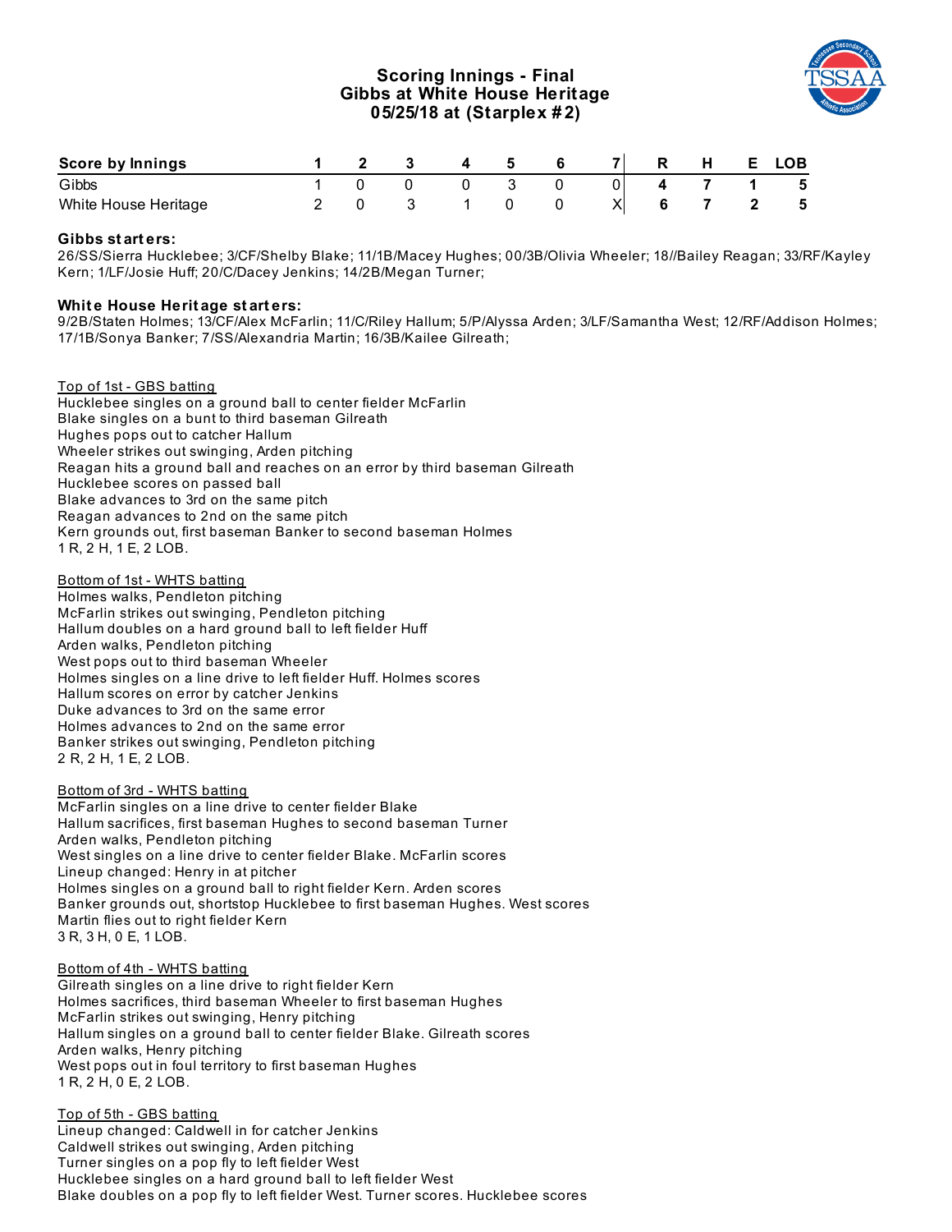# Scoring Innings - Final
## Gibbs at White House Heritage
## 05/25/18 at (Starplex #2)

| Score by Innings | 1 | 2 | 3 | 4 | 5 | 6 | 7 | R | H | E | LOB |
|---|---|---|---|---|---|---|---|---|---|---|---|
| Gibbs | 1 | 0 | 0 | 0 | 3 | 0 | 0 | 4 | 7 | 1 | 5 |
| White House Heritage | 2 | 0 | 3 | 1 | 0 | 0 | X | 6 | 7 | 2 | 5 |

**Gibbs starters:**
26/SS/Sierra Hucklebee; 3/CF/Shelby Blake; 11/1B/Macey Hughes; 00/3B/Olivia Wheeler; 18//Bailey Reagan; 33/RF/Kayley Kern; 1/LF/Josie Huff; 20/C/Dacey Jenkins; 14/2B/Megan Turner;

**White House Heritage starters:**
9/2B/Staten Holmes; 13/CF/Alex McFarlin; 11/C/Riley Hallum; 5/P/Alyssa Arden; 3/LF/Samantha West; 12/RF/Addison Holmes; 17/1B/Sonya Banker; 7/SS/Alexandria Martin; 16/3B/Kailee Gilreath;

Top of 1st - GBS batting
Hucklebee singles on a ground ball to center fielder McFarlin
Blake singles on a bunt to third baseman Gilreath
Hughes pops out to catcher Hallum
Wheeler strikes out swinging, Arden pitching
Reagan hits a ground ball and reaches on an error by third baseman Gilreath
Hucklebee scores on passed ball
Blake advances to 3rd on the same pitch
Reagan advances to 2nd on the same pitch
Kern grounds out, first baseman Banker to second baseman Holmes
1 R, 2 H, 1 E, 2 LOB.

Bottom of 1st - WHTS batting
Holmes walks, Pendleton pitching
McFarlin strikes out swinging, Pendleton pitching
Hallum doubles on a hard ground ball to left fielder Huff
Arden walks, Pendleton pitching
West pops out to third baseman Wheeler
Holmes singles on a line drive to left fielder Huff. Holmes scores
Hallum scores on error by catcher Jenkins
Duke advances to 3rd on the same error
Holmes advances to 2nd on the same error
Banker strikes out swinging, Pendleton pitching
2 R, 2 H, 1 E, 2 LOB.

Bottom of 3rd - WHTS batting
McFarlin singles on a line drive to center fielder Blake
Hallum sacrifices, first baseman Hughes to second baseman Turner
Arden walks, Pendleton pitching
West singles on a line drive to center fielder Blake. McFarlin scores
Lineup changed: Henry in at pitcher
Holmes singles on a ground ball to right fielder Kern. Arden scores
Banker grounds out, shortstop Hucklebee to first baseman Hughes. West scores
Martin flies out to right fielder Kern
3 R, 3 H, 0 E, 1 LOB.

Bottom of 4th - WHTS batting
Gilreath singles on a line drive to right fielder Kern
Holmes sacrifices, third baseman Wheeler to first baseman Hughes
McFarlin strikes out swinging, Henry pitching
Hallum singles on a ground ball to center fielder Blake. Gilreath scores
Arden walks, Henry pitching
West pops out in foul territory to first baseman Hughes
1 R, 2 H, 0 E, 2 LOB.

Top of 5th - GBS batting
Lineup changed: Caldwell in for catcher Jenkins
Caldwell strikes out swinging, Arden pitching
Turner singles on a pop fly to left fielder West
Hucklebee singles on a hard ground ball to left fielder West
Blake doubles on a pop fly to left fielder West. Turner scores. Hucklebee scores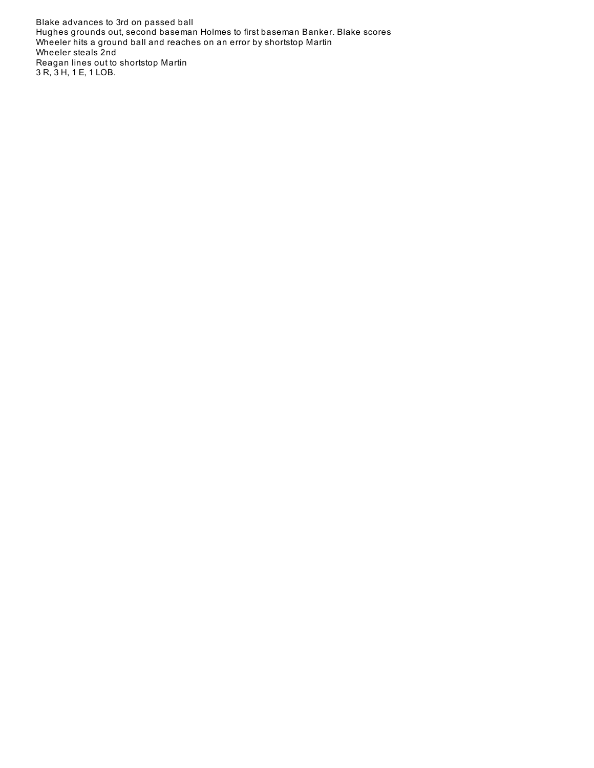Blake advances to 3rd on passed ball
Hughes grounds out, second baseman Holmes to first baseman Banker. Blake scores
Wheeler hits a ground ball and reaches on an error by shortstop Martin
Wheeler steals 2nd
Reagan lines out to shortstop Martin
3 R, 3 H, 1 E, 1 LOB.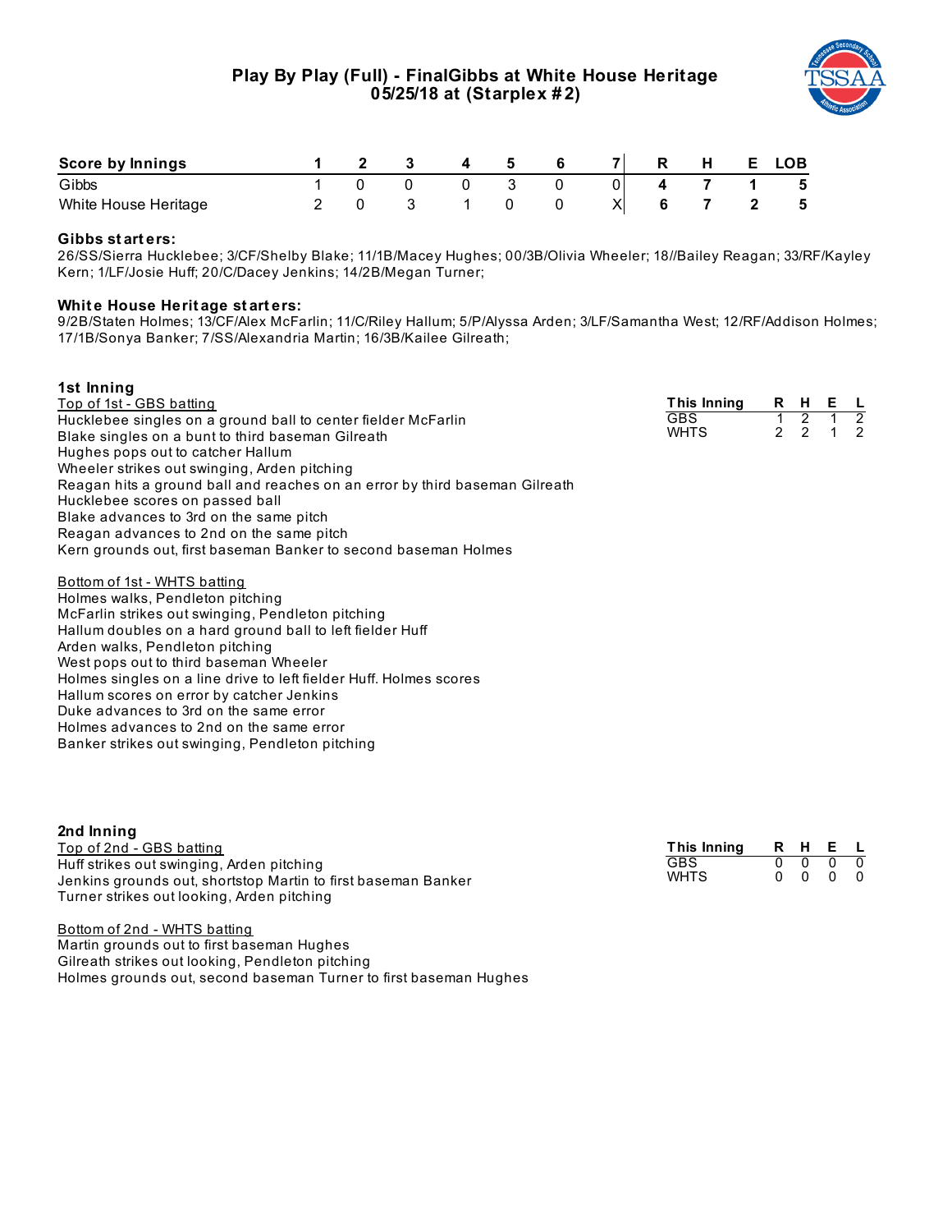# Play By Play (Full) - FinalGibbs at White House Heritage
## 05/25/18 at (Starplex #2)

| Score by Innings | 1 | 2 | 3 | 4 | 5 | 6 | 7 | R | H | E | LOB |
|---|---|---|---|---|---|---|---|---|---|---|---|
| Gibbs | 1 | 0 | 0 | 0 | 3 | 0 | 0 | 4 | 7 | 1 | 5 |
| White House Heritage | 2 | 0 | 3 | 1 | 0 | 0 | X | 6 | 7 | 2 | 5 |

**Gibbs starters:**
26/SS/Sierra Hucklebee; 3/CF/Shelby Blake; 11/1B/Macey Hughes; 00/3B/Olivia Wheeler; 18//Bailey Reagan; 33/RF/Kayley Kern; 1/LF/Josie Huff; 20/C/Dacey Jenkins; 14/2B/Megan Turner;

**White House Heritage starters:**
9/2B/Staten Holmes; 13/CF/Alex McFarlin; 11/C/Riley Hallum; 5/P/Alyssa Arden; 3/LF/Samantha West; 12/RF/Addison Holmes; 17/1B/Sonya Banker; 7/SS/Alexandria Martin; 16/3B/Kailee Gilreath;

### 1st Inning

| This Inning | R | H | E | L |
|---|---|---|---|---|
| GBS | 1 | 2 | 1 | 2 |
| WHTS | 2 | 2 | 1 | 2 |

Top of 1st - GBS batting
Hucklebee singles on a ground ball to center fielder McFarlin
Blake singles on a bunt to third baseman Gilreath
Hughes pops out to catcher Hallum
Wheeler strikes out swinging, Arden pitching
Reagan hits a ground ball and reaches on an error by third baseman Gilreath
Hucklebee scores on passed ball
Blake advances to 3rd on the same pitch
Reagan advances to 2nd on the same pitch
Kern grounds out, first baseman Banker to second baseman Holmes

Bottom of 1st - WHTS batting
Holmes walks, Pendleton pitching
McFarlin strikes out swinging, Pendleton pitching
Hallum doubles on a hard ground ball to left fielder Huff
Arden walks, Pendleton pitching
West pops out to third baseman Wheeler
Holmes singles on a line drive to left fielder Huff. Holmes scores
Hallum scores on error by catcher Jenkins
Duke advances to 3rd on the same error
Holmes advances to 2nd on the same error
Banker strikes out swinging, Pendleton pitching

### 2nd Inning

| This Inning | R | H | E | L |
|---|---|---|---|---|
| GBS | 0 | 0 | 0 | 0 |
| WHTS | 0 | 0 | 0 | 0 |

Top of 2nd - GBS batting
Huff strikes out swinging, Arden pitching
Jenkins grounds out, shortstop Martin to first baseman Banker
Turner strikes out looking, Arden pitching

Bottom of 2nd - WHTS batting
Martin grounds out to first baseman Hughes
Gilreath strikes out looking, Pendleton pitching
Holmes grounds out, second baseman Turner to first baseman Hughes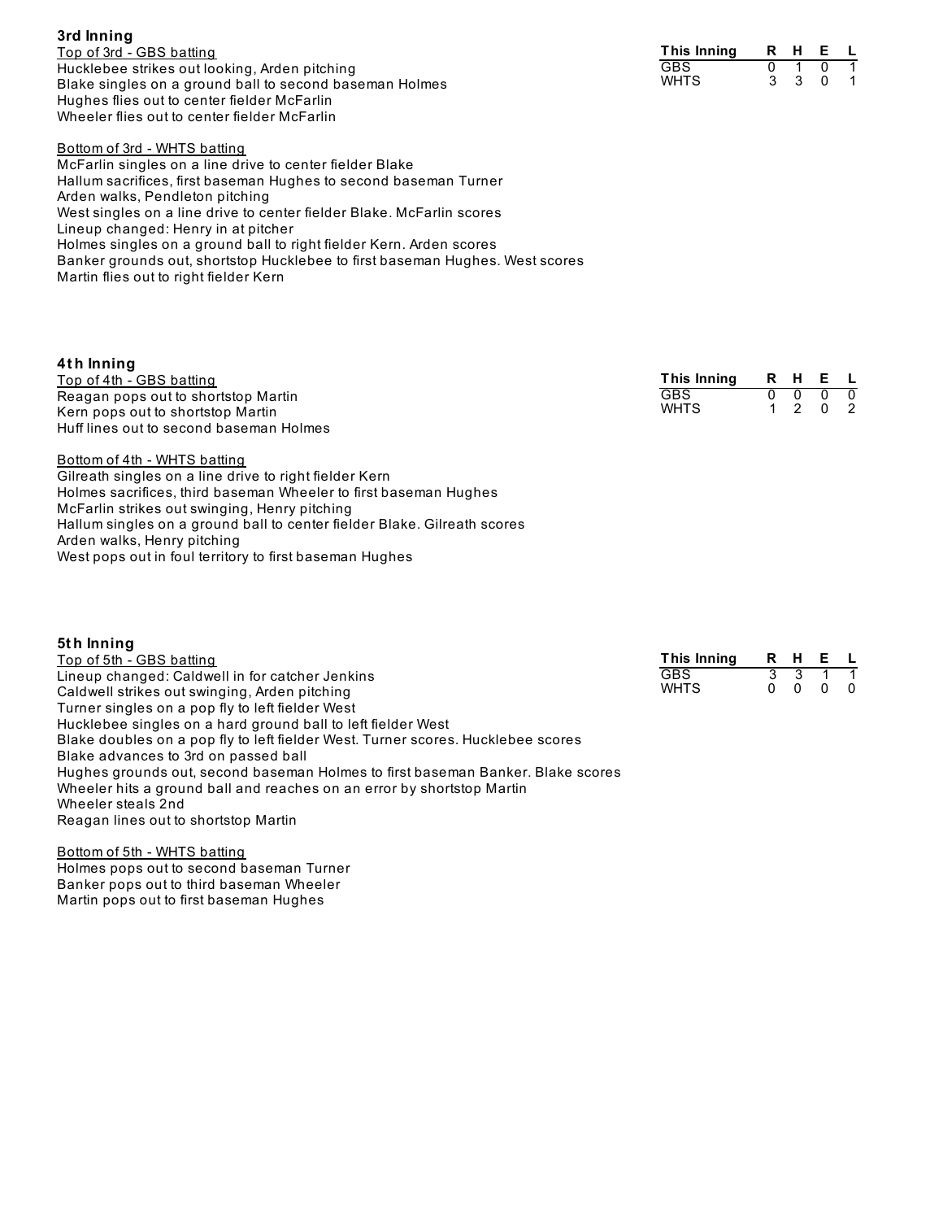## 3rd Inning

Top of 3rd - GBS batting

Hucklebee strikes out looking, Arden pitching
Blake singles on a ground ball to second baseman Holmes
Hughes flies out to center fielder McFarlin
Wheeler flies out to center fielder McFarlin

| This Inning | R | H | E | L |
| --- | --- | --- | --- | --- |
| GBS | 0 | 1 | 0 | 1 |
| WHTS | 3 | 3 | 0 | 1 |

Bottom of 3rd - WHTS batting

McFarlin singles on a line drive to center fielder Blake
Hallum sacrifices, first baseman Hughes to second baseman Turner
Arden walks, Pendleton pitching
West singles on a line drive to center fielder Blake. McFarlin scores
Lineup changed: Henry in at pitcher
Holmes singles on a ground ball to right fielder Kern. Arden scores
Banker grounds out, shortstop Hucklebee to first baseman Hughes. West scores
Martin flies out to right fielder Kern

## 4th Inning

Top of 4th - GBS batting

Reagan pops out to shortstop Martin
Kern pops out to shortstop Martin
Huff lines out to second baseman Holmes

| This Inning | R | H | E | L |
| --- | --- | --- | --- | --- |
| GBS | 0 | 0 | 0 | 0 |
| WHTS | 1 | 2 | 0 | 2 |

Bottom of 4th - WHTS batting

Gilreath singles on a line drive to right fielder Kern
Holmes sacrifices, third baseman Wheeler to first baseman Hughes
McFarlin strikes out swinging, Henry pitching
Hallum singles on a ground ball to center fielder Blake. Gilreath scores
Arden walks, Henry pitching
West pops out in foul territory to first baseman Hughes

## 5th Inning

Top of 5th - GBS batting

Lineup changed: Caldwell in for catcher Jenkins
Caldwell strikes out swinging, Arden pitching
Turner singles on a pop fly to left fielder West
Hucklebee singles on a hard ground ball to left fielder West
Blake doubles on a pop fly to left fielder West. Turner scores. Hucklebee scores
Blake advances to 3rd on passed ball
Hughes grounds out, second baseman Holmes to first baseman Banker. Blake scores
Wheeler hits a ground ball and reaches on an error by shortstop Martin
Wheeler steals 2nd
Reagan lines out to shortstop Martin

| This Inning | R | H | E | L |
| --- | --- | --- | --- | --- |
| GBS | 3 | 3 | 1 | 1 |
| WHTS | 0 | 0 | 0 | 0 |

Bottom of 5th - WHTS batting

Holmes pops out to second baseman Turner
Banker pops out to third baseman Wheeler
Martin pops out to first baseman Hughes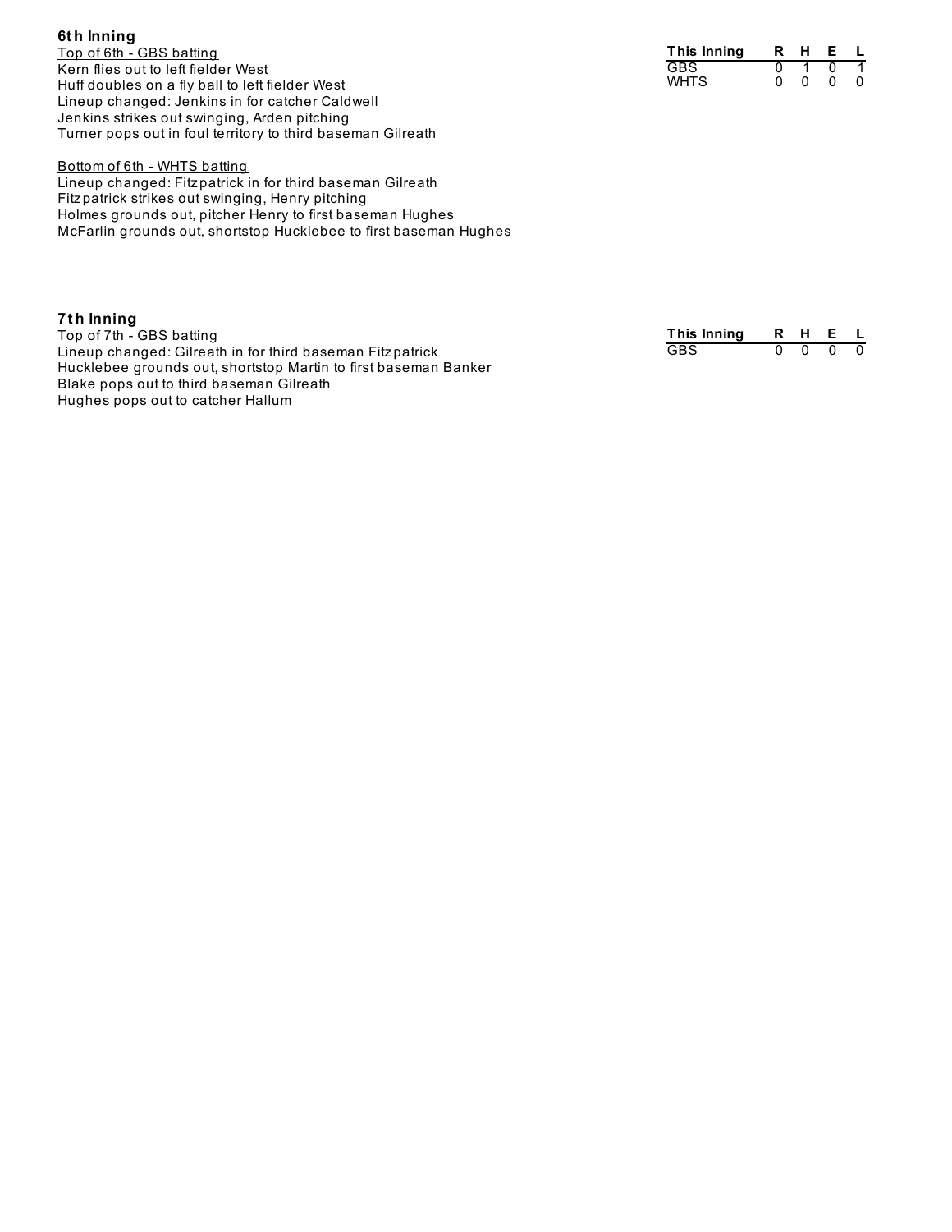### 6th Inning

Top of 6th - GBS batting

Kern flies out to left fielder West
Huff doubles on a fly ball to left fielder West
Lineup changed: Jenkins in for catcher Caldwell
Jenkins strikes out swinging, Arden pitching
Turner pops out in foul territory to third baseman Gilreath

| This Inning | R | H | E | L |
|---|---|---|---|---|
| GBS | 0 | 1 | 0 | 1 |
| WHTS | 0 | 0 | 0 | 0 |

Bottom of 6th - WHTS batting

Lineup changed: Fitzpatrick in for third baseman Gilreath
Fitzpatrick strikes out swinging, Henry pitching
Holmes grounds out, pitcher Henry to first baseman Hughes
McFarlin grounds out, shortstop Hucklebee to first baseman Hughes

### 7th Inning

Top of 7th - GBS batting

Lineup changed: Gilreath in for third baseman Fitzpatrick
Hucklebee grounds out, shortstop Martin to first baseman Banker
Blake pops out to third baseman Gilreath
Hughes pops out to catcher Hallum

| This Inning | R | H | E | L |
|---|---|---|---|---|
| GBS | 0 | 0 | 0 | 0 |